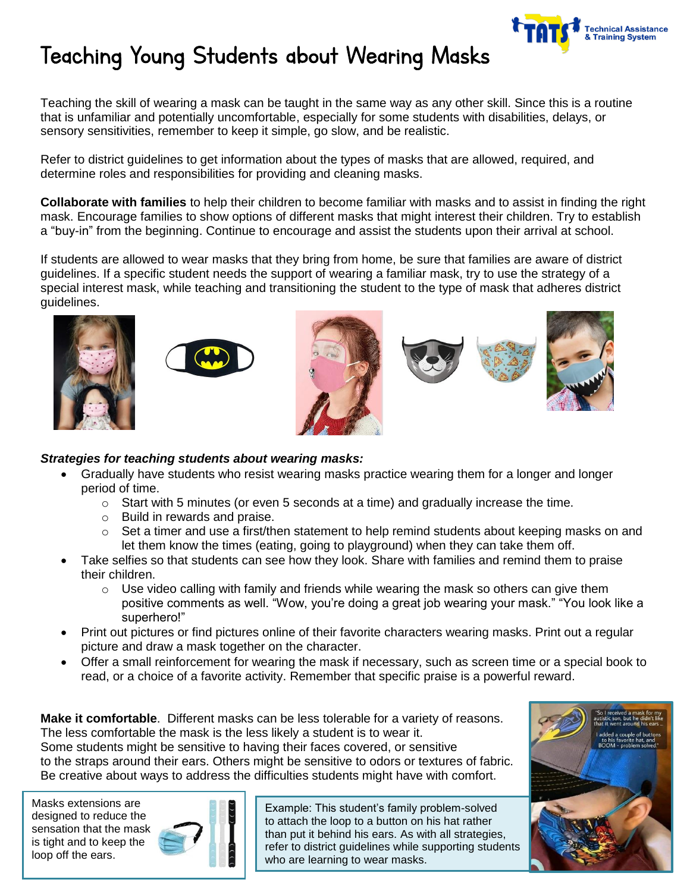# Teaching Young Students about Wearing Masks

Teaching the skill of wearing a mask can be taught in the same way as any other skill. Since this is a routine that is unfamiliar and potentially uncomfortable, especially for some students with disabilities, delays, or sensory sensitivities, remember to keep it simple, go slow, and be realistic.

Refer to district guidelines to get information about the types of masks that are allowed, required, and determine roles and responsibilities for providing and cleaning masks.

**Collaborate with families** to help their children to become familiar with masks and to assist in finding the right mask. Encourage families to show options of different masks that might interest their children. Try to establish a "buy-in" from the beginning. Continue to encourage and assist the students upon their arrival at school.

If students are allowed to wear masks that they bring from home, be sure that families are aware of district guidelines. If a specific student needs the support of wearing a familiar mask, try to use the strategy of a special interest mask, while teaching and transitioning the student to the type of mask that adheres district guidelines.

***Strategies for teaching students about wearing masks:***

- Gradually have students who resist wearing masks practice wearing them for a longer and longer period of time.
  - Start with 5 minutes (or even 5 seconds at a time) and gradually increase the time.
  - Build in rewards and praise.
  - Set a timer and use a first/then statement to help remind students about keeping masks on and let them know the times (eating, going to playground) when they can take them off.
- Take selfies so that students can see how they look. Share with families and remind them to praise their children.
  - Use video calling with family and friends while wearing the mask so others can give them positive comments as well. "Wow, you're doing a great job wearing your mask." "You look like a superhero!"
- Print out pictures or find pictures online of their favorite characters wearing masks. Print out a regular picture and draw a mask together on the character.
- Offer a small reinforcement for wearing the mask if necessary, such as screen time or a special book to read, or a choice of a favorite activity. Remember that specific praise is a powerful reward.

**Make it comfortable**. Different masks can be less tolerable for a variety of reasons. The less comfortable the mask is the less likely a student is to wear it. Some students might be sensitive to having their faces covered, or sensitive to the straps around their ears. Others might be sensitive to odors or textures of fabric. Be creative about ways to address the difficulties students might have with comfort.

Masks extensions are designed to reduce the sensation that the mask is tight and to keep the loop off the ears.

Example: This student's family problem-solved to attach the loop to a button on his hat rather than put it behind his ears. As with all stategies, refer to district guidelines while supporting students who are learning to wear masks.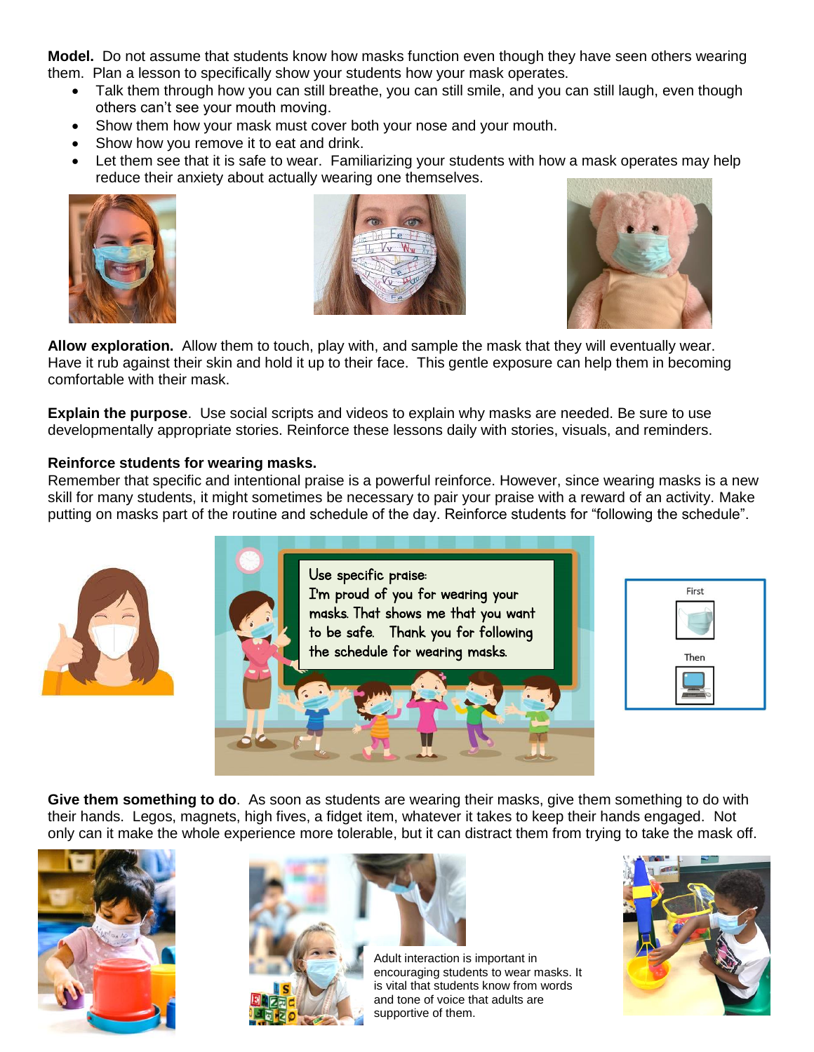**Model.** Do not assume that students know how masks function even though they have seen others wearing them. Plan a lesson to specifically show your students how your mask operates.

- Talk them through how you can still breathe, you can still smile, and you can still laugh, even though others can't see your mouth moving.
- Show them how your mask must cover both your nose and your mouth.
- Show how you remove it to eat and drink.
- Let them see that it is safe to wear. Familiarizing your students with how a mask operates may help reduce their anxiety about actually wearing one themselves.

**Allow exploration.** Allow them to touch, play with, and sample the mask that they will eventually wear. Have it rub against their skin and hold it up to their face. This gentle exposure can help them in becoming comfortable with their mask.

**Explain the purpose**. Use social scripts and videos to explain why masks are needed. Be sure to use developmentally appropriate stories. Reinforce these lessons daily with stories, visuals, and reminders.

**Reinforce students for wearing masks.**

Remember that specific and intentional praise is a powerful reinforce. However, since wearing masks is a new skill for many students, it might sometimes be necessary to pair your praise with a reward of an activity. Make putting on masks part of the routine and schedule of the day. Reinforce students for "following the schedule".

Use specific praise:
I'm proud of you for wearing your masks. That shows me that you want to be safe. Thank you for following the schedule for wearing masks.

First

Then

**Give them something to do**. As soon as students are wearing their masks, give them something to do with their hands. Legos, magnets, high fives, a fidget item, whatever it takes to keep their hands engaged. Not only can it make the whole experience more tolerable, but it can distract them from trying to take the mask off.

Adult interaction is important in encouraging students to wear masks. It is vital that students know from words and tone of voice that adults are supportive of them.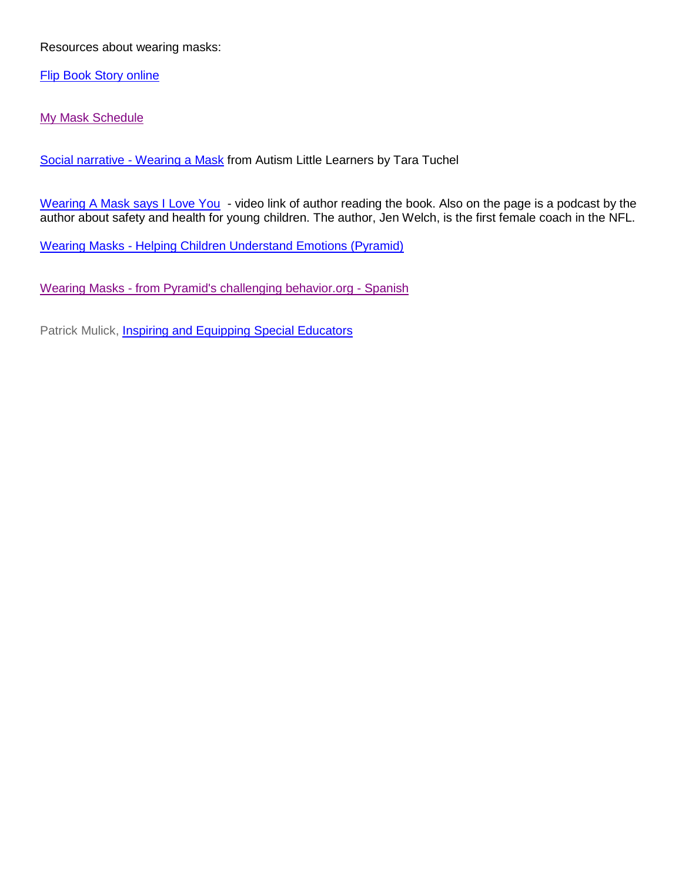Resources about wearing masks:

Flip Book Story online

My Mask Schedule

Social narrative - Wearing a Mask from Autism Little Learners by Tara Tuchel

Wearing A Mask says I Love You - video link of author reading the book. Also on the page is a podcast by the author about safety and health for young children. The author, Jen Welch, is the first female coach in the NFL.

Wearing Masks - Helping Children Understand Emotions (Pyramid)

Wearing Masks - from Pyramid's challenging behavior.org - Spanish

Patrick Mulick, Inspiring and Equipping Special Educators